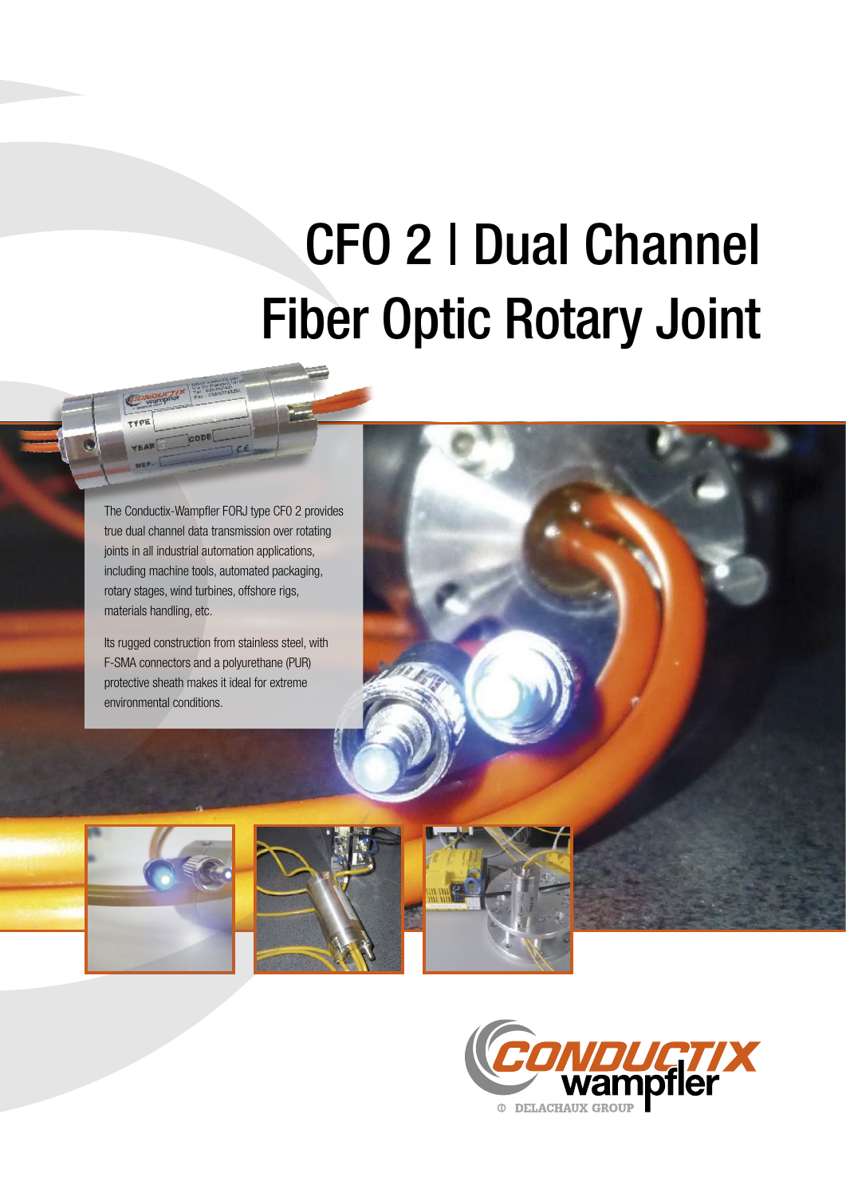# CFO 2 | Dual Channel Fiber Optic Rotary Joint

The Conductix-Wampfler FORJ type CFO 2 provides true dual channel data transmission over rotating joints in all industrial automation applications, including machine tools, automated packaging, rotary stages, wind turbines, offshore rigs, materials handling, etc.

Its rugged construction from stainless steel, with F-SMA connectors and a polyurethane (PUR) protective sheath makes it ideal for extreme environmental conditions.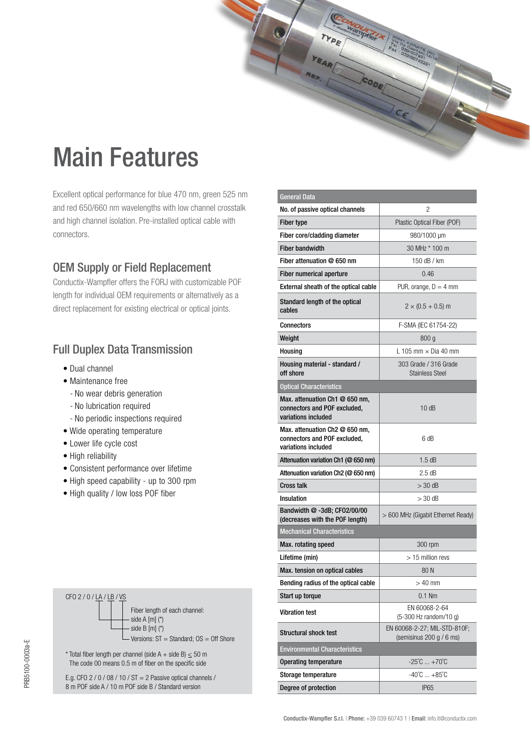# Main Features

Excellent optical performance for blue 470 nm, green 525 nm and red 650/660 nm wavelengths with low channel crosstalk and high channel isolation. Pre-installed optical cable with connectors.

## OEM Supply or Field Replacement

Conductix-Wampfler offers the FORJ with customizable POF length for individual OEM requirements or alternatively as a direct replacement for existing electrical or optical joints.

## Full Duplex Data Transmission

- Dual channel
- Maintenance free
  - No wear debris generation
  - No lubrication required
  - No periodic inspections required
- Wide operating temperature
- Lower life cycle cost
- High reliability
- Consistent performance over lifetime
- High speed capability - up to 300 rpm
- High quality / low loss POF fiber

CFO 2 / 0 / LA / LB / VS

- Fiber length of each channel:
  - side A [m] (*)
  - side B [m] (*)
- Versions: ST = Standard; OS = Off Shore

\* Total fiber length per channel (side A + side B) ≤ 50 m
The code 00 means 0.5 m of fiber on the specific side

E.g. CFO 2 / 0 / 08 / 10 / ST = 2 Passive optical channels / 8 m POF side A / 10 m POF side B / Standard version

| General Data | |
|---|---|
| No. of passive optical channels | 2 |
| Fiber type | Plastic Optical Fiber (POF) |
| Fiber core/cladding diameter | 980/1000 µm |
| Fiber bandwidth | 30 MHz * 100 m |
| Fiber attenuation @ 650 nm | 150 dB / km |
| Fiber numerical aperture | 0.46 |
| External sheath of the optical cable | PUR, orange, D = 4 mm |
| Standard length of the optical cables | 2 × (0.5 + 0.5) m |
| Connectors | F-SMA (IEC 61754-22) |
| Weight | 800 g |
| Housing | L 105 mm × Dia 40 mm |
| Housing material - standard / off shore | 303 Grade / 316 Grade Stainless Steel |
| **Optical Characteristics** | |
| Max. attenuation Ch1 @ 650 nm, connectors and POF excluded, variations included | 10 dB |
| Max. attenuation Ch2 @ 650 nm, connectors and POF excluded, variations included | 6 dB |
| Attenuation variation Ch1 (@ 650 nm) | 1.5 dB |
| Attenuation variation Ch2 (@ 650 nm) | 2.5 dB |
| Cross talk | > 30 dB |
| Insulation | > 30 dB |
| Bandwidth @ -3dB; CFO2/00/00 (decreases with the POF length) | > 600 MHz (Gigabit Ethernet Ready) |
| **Mechanical Characteristics** | |
| Max. rotating speed | 300 rpm |
| Lifetime (min) | > 15 million revs |
| Max. tension on optical cables | 80 N |
| Bending radius of the optical cable | > 40 mm |
| Start up torque | 0.1 Nm |
| Vibration test | EN 60068-2-64 (5-300 Hz random/10 g) |
| Structural shock test | EN 60068-2-27; MIL-STD-810F; (semisinus 200 g / 6 ms) |
| **Environmental Characteristics** | |
| Operating temperature | -25°C ... +70°C |
| Storage temperature | -40°C ... +85°C |
| Degree of protection | IP65 |

PRB5100-0003a-E

**Conductix-Wampfler S.r.l.** | **Phone:** +39 039 60743 1 | **Email:** info.it@conductix.com